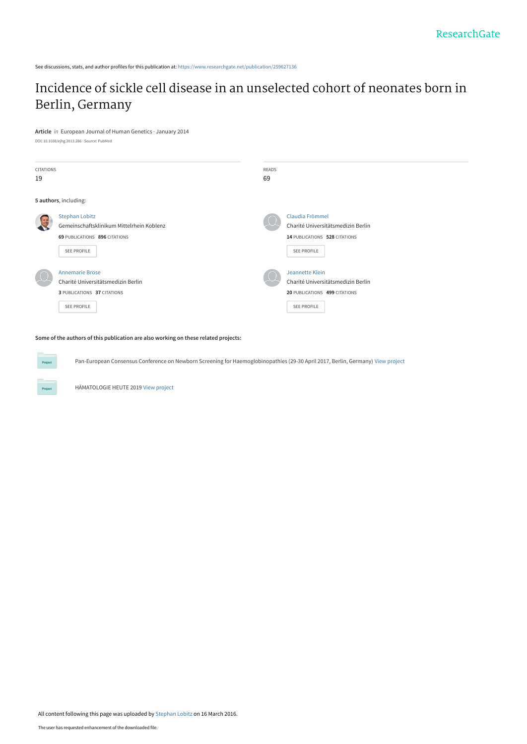See discussions, stats, and author profiles for this publication at: https://www.researchgate.net/publication/259627136

# Incidence of sickle cell disease in an unselected cohort of neonates born in Berlin, Germany

**Article** *in* European Journal of Human Genetics · January 2014

DOI: 10.1038/ejhg.2013.286 · Source: PubMed

| CITATIONS | READS |
|---|---|
| 19 | 69 |

**5 authors**, including:

**Stephan Lobitz**
Gemeinschaftsklinikum Mittelrhein Koblenz
**69** PUBLICATIONS **896** CITATIONS
SEE PROFILE

**Claudia Frömmel**
Charité Universitätsmedizin Berlin
**14** PUBLICATIONS **528** CITATIONS
SEE PROFILE

**Annemarie Brose**
Charité Universitätsmedizin Berlin
**3** PUBLICATIONS **37** CITATIONS
SEE PROFILE

**Jeannette Klein**
Charité Universitätsmedizin Berlin
**20** PUBLICATIONS **499** CITATIONS
SEE PROFILE

**Some of the authors of this publication are also working on these related projects:**

Project: Pan-European Consensus Conference on Newborn Screening for Haemoglobinopathies (29-30 April 2017, Berlin, Germany) View project

Project: HÄMATOLOGIE HEUTE 2019 View project

All content following this page was uploaded by Stephan Lobitz on 16 March 2016.

The user has requested enhancement of the downloaded file.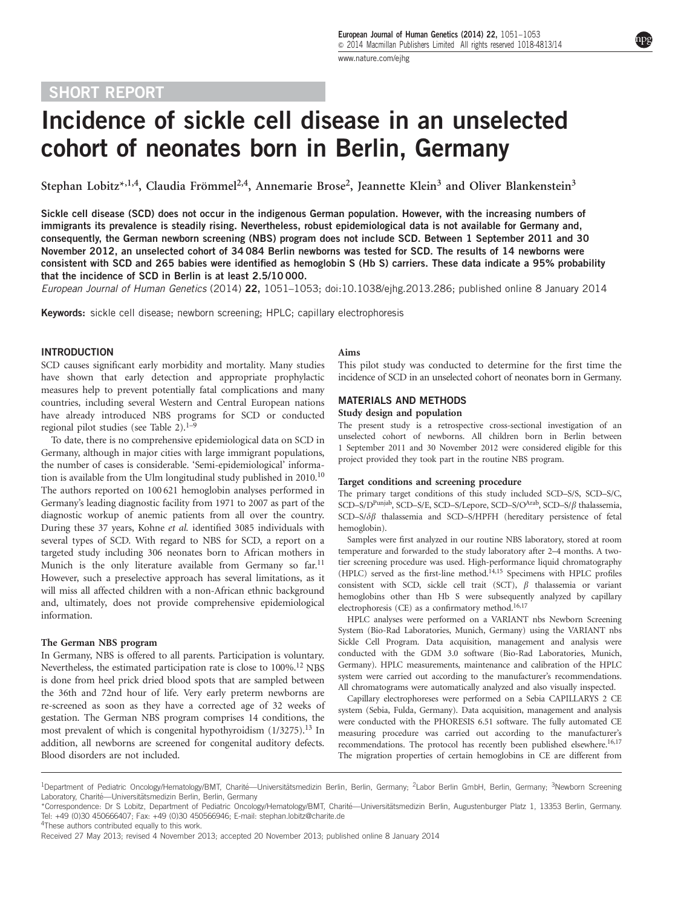## SHORT REPORT

# Incidence of sickle cell disease in an unselected cohort of neonates born in Berlin, Germany

Stephan Lobitz*[,1,4], Claudia Frömmel[2,4], Annemarie Brose[2], Jeannette Klein[3] and Oliver Blankenstein[3]

**Sickle cell disease (SCD) does not occur in the indigenous German population. However, with the increasing numbers of immigrants its prevalence is steadily rising. Nevertheless, robust epidemiological data is not available for Germany and, consequently, the German newborn screening (NBS) program does not include SCD. Between 1 September 2011 and 30 November 2012, an unselected cohort of 34 084 Berlin newborns was tested for SCD. The results of 14 newborns were consistent with SCD and 265 babies were identified as hemoglobin S (Hb S) carriers. These data indicate a 95% probability that the incidence of SCD in Berlin is at least 2.5/10 000.**

*European Journal of Human Genetics* (2014) **22,** 1051–1053; doi:10.1038/ejhg.2013.286; published online 8 January 2014

**Keywords:** sickle cell disease; newborn screening; HPLC; capillary electrophoresis

## INTRODUCTION

SCD causes significant early morbidity and mortality. Many studies have shown that early detection and appropriate prophylactic measures help to prevent potentially fatal complications and many countries, including several Western and Central European nations have already introduced NBS programs for SCD or conducted regional pilot studies (see Table 2).[1–9]

To date, there is no comprehensive epidemiological data on SCD in Germany, although in major cities with large immigrant populations, the number of cases is considerable. 'Semi-epidemiological' information is available from the Ulm longitudinal study published in 2010.[10] The authors reported on 100 621 hemoglobin analyses performed in Germany's leading diagnostic facility from 1971 to 2007 as part of the diagnostic workup of anemic patients from all over the country. During these 37 years, Kohne *et al.* identified 3085 individuals with several types of SCD. With regard to NBS for SCD, a report on a targeted study including 306 neonates born to African mothers in Munich is the only literature available from Germany so far.[11] However, such a preselective approach has several limitations, as it will miss all affected children with a non-African ethnic background and, ultimately, does not provide comprehensive epidemiological information.

### The German NBS program

In Germany, NBS is offered to all parents. Participation is voluntary. Nevertheless, the estimated participation rate is close to 100%.[12] NBS is done from heel prick dried blood spots that are sampled between the 36th and 72nd hour of life. Very early preterm newborns are re-screened as soon as they have a corrected age of 32 weeks of gestation. The German NBS program comprises 14 conditions, the most prevalent of which is congenital hypothyroidism (1/3275).[13] In addition, all newborns are screened for congenital auditory defects. Blood disorders are not included.

### Aims

This pilot study was conducted to determine for the first time the incidence of SCD in an unselected cohort of neonates born in Germany.

## MATERIALS AND METHODS

### Study design and population

The present study is a retrospective cross-sectional investigation of an unselected cohort of newborns. All children born in Berlin between 1 September 2011 and 30 November 2012 were considered eligible for this project provided they took part in the routine NBS program.

### Target conditions and screening procedure

The primary target conditions of this study included SCD–S/S, SCD–S/C, SCD–S/D$^{Punjab}$, SCD–S/E, SCD–S/Lepore, SCD–S/O$^{Arab}$, SCD–S/$\beta$ thalassemia, SCD–S/$\delta\beta$ thalassemia and SCD–S/HPFH (hereditary persistence of fetal hemoglobin).

Samples were first analyzed in our routine NBS laboratory, stored at room temperature and forwarded to the study laboratory after 2–4 months. A two-tier screening procedure was used. High-performance liquid chromatography (HPLC) served as the first-line method.[14,15] Specimens with HPLC profiles consistent with SCD, sickle cell trait (SCT), $\beta$ thalassemia or variant hemoglobins other than Hb S were subsequently analyzed by capillary electrophoresis (CE) as a confirmatory method.[16,17]

HPLC analyses were performed on a VARIANT nbs Newborn Screening System (Bio-Rad Laboratories, Munich, Germany) using the VARIANT nbs Sickle Cell Program. Data acquisition, management and analysis were conducted with the GDM 3.0 software (Bio-Rad Laboratories, Munich, Germany). HPLC measurements, maintenance and calibration of the HPLC system were carried out according to the manufacturer's recommendations. All chromatograms were automatically analyzed and also visually inspected.

Capillary electrophoreses were performed on a Sebia CAPILLARYS 2 CE system (Sebia, Fulda, Germany). Data acquisition, management and analysis were conducted with the PHORESIS 6.51 software. The fully automated CE measuring procedure was carried out according to the manufacturer's recommendations. The protocol has recently been published elsewhere.[16,17] The migration properties of certain hemoglobins in CE are different from

---

[1]Department of Pediatric Oncology/Hematology/BMT, Charité—Universitätsmedizin Berlin, Berlin, Germany; [2]Labor Berlin GmbH, Berlin, Germany; [3]Newborn Screening Laboratory, Charité—Universitätsmedizin Berlin, Berlin, Germany

*Correspondence: Dr S Lobitz, Department of Pediatric Oncology/Hematology/BMT, Charité—Universitätsmedizin Berlin, Augustenburger Platz 1, 13353 Berlin, Germany. Tel: +49 (0)30 450666407; Fax: +49 (0)30 450566946; E-mail: stephan.lobitz@charite.de

[4]These authors contributed equally to this work.

Received 27 May 2013; revised 4 November 2013; accepted 20 November 2013; published online 8 January 2014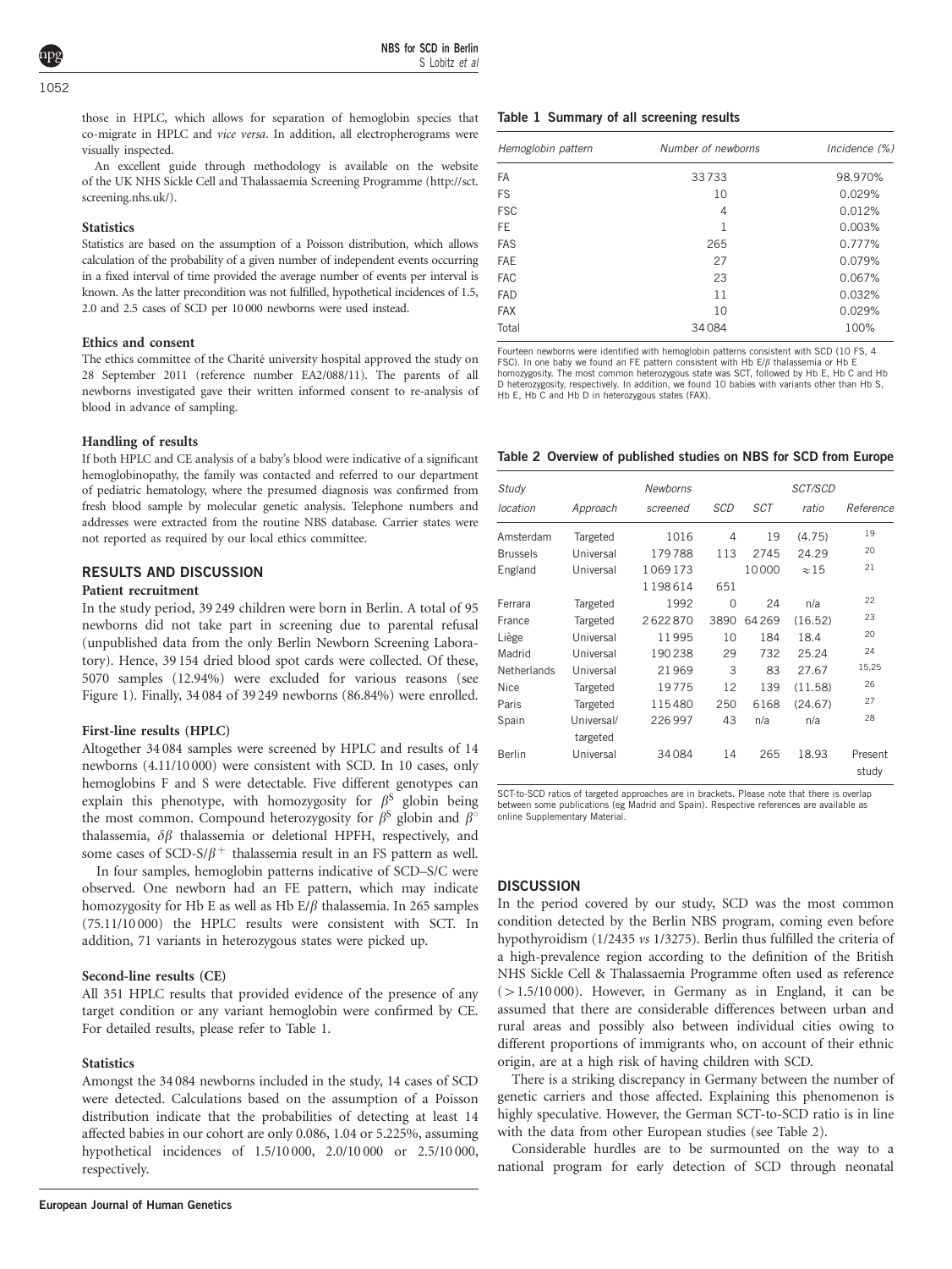those in HPLC, which allows for separation of hemoglobin species that co-migrate in HPLC and *vice versa*. In addition, all electropherograms were visually inspected.

An excellent guide through methodology is available on the website of the UK NHS Sickle Cell and Thalassaemia Screening Programme (http://sct.screening.nhs.uk/).

### Statistics

Statistics are based on the assumption of a Poisson distribution, which allows calculation of the probability of a given number of independent events occurring in a fixed interval of time provided the average number of events per interval is known. As the latter precondition was not fulfilled, hypothetical incidences of 1.5, 2.0 and 2.5 cases of SCD per 10 000 newborns were used instead.

### Ethics and consent

The ethics committee of the Charité university hospital approved the study on 28 September 2011 (reference number EA2/088/11). The parents of all newborns investigated gave their written informed consent to re-analysis of blood in advance of sampling.

### Handling of results

If both HPLC and CE analysis of a baby's blood were indicative of a significant hemoglobinopathy, the family was contacted and referred to our department of pediatric hematology, where the presumed diagnosis was confirmed from fresh blood sample by molecular genetic analysis. Telephone numbers and addresses were extracted from the routine NBS database. Carrier states were not reported as required by our local ethics committee.

## RESULTS AND DISCUSSION

### Patient recruitment

In the study period, 39 249 children were born in Berlin. A total of 95 newborns did not take part in screening due to parental refusal (unpublished data from the only Berlin Newborn Screening Laboratory). Hence, 39 154 dried blood spot cards were collected. Of these, 5070 samples (12.94%) were excluded for various reasons (see Figure 1). Finally, 34 084 of 39 249 newborns (86.84%) were enrolled.

### First-line results (HPLC)

Altogether 34 084 samples were screened by HPLC and results of 14 newborns (4.11/10 000) were consistent with SCD. In 10 cases, only hemoglobins F and S were detectable. Five different genotypes can explain this phenotype, with homozygosity for $\beta^S$ globin being the most common. Compound heterozygosity for $\beta^S$ globin and $\beta^\circ$ thalassemia, $\delta\beta$ thalassemia or deletional HPFH, respectively, and some cases of SCD-S/$\beta^+$ thalassemia result in an FS pattern as well.

In four samples, hemoglobin patterns indicative of SCD–S/C were observed. One newborn had an FE pattern, which may indicate homozygosity for Hb E as well as Hb E/$\beta$ thalassemia. In 265 samples (75.11/10 000) the HPLC results were consistent with SCT. In addition, 71 variants in heterozygous states were picked up.

### Second-line results (CE)

All 351 HPLC results that provided evidence of the presence of any target condition or any variant hemoglobin were confirmed by CE. For detailed results, please refer to Table 1.

### Statistics

Amongst the 34 084 newborns included in the study, 14 cases of SCD were detected. Calculations based on the assumption of a Poisson distribution indicate that the probabilities of detecting at least 14 affected babies in our cohort are only 0.086, 1.04 or 5.225%, assuming hypothetical incidences of 1.5/10 000, 2.0/10 000 or 2.5/10 000, respectively.

**Table 1 Summary of all screening results**

| *Hemoglobin pattern* | *Number of newborns* | *Incidence (%)* |
|---|---|---|
| FA | 33 733 | 98.970% |
| FS | 10 | 0.029% |
| FSC | 4 | 0.012% |
| FE | 1 | 0.003% |
| FAS | 265 | 0.777% |
| FAE | 27 | 0.079% |
| FAC | 23 | 0.067% |
| FAD | 11 | 0.032% |
| FAX | 10 | 0.029% |
| Total | 34 084 | 100% |

Fourteen newborns were identified with hemoglobin patterns consistent with SCD (10 FS, 4 FSC). In one baby we found an FE pattern consistent with Hb E/$\beta$ thalassemia or Hb E homozygosity. The most common heterozygous state was SCT, followed by Hb E, Hb C and Hb D heterozygosity, respectively. In addition, we found 10 babies with variants other than Hb S, Hb E, Hb C and Hb D in heterozygous states (FAX).

**Table 2 Overview of published studies on NBS for SCD from Europe**

| *Study location* | *Approach* | *Newborns screened* | *SCD* | *SCT* | *SCT/SCD ratio* | *Reference* |
|---|---|---|---|---|---|---|
| Amsterdam | Targeted | 1016 | 4 | 19 | (4.75) | 19 |
| Brussels | Universal | 179 788 | 113 | 2745 | 24.29 | 20 |
| England | Universal | 1 069 173 | | 10 000 | ≈15 | 21 |
| | | 1 198 614 | 651 | | | |
| Ferrara | Targeted | 1992 | 0 | 24 | n/a | 22 |
| France | Targeted | 2 622 870 | 3890 | 64 269 | (16.52) | 23 |
| Liège | Universal | 11 995 | 10 | 184 | 18.4 | 20 |
| Madrid | Universal | 190 238 | 29 | 732 | 25.24 | 24 |
| Netherlands | Universal | 21 969 | 3 | 83 | 27.67 | 15,25 |
| Nice | Targeted | 19 775 | 12 | 139 | (11.58) | 26 |
| Paris | Targeted | 115 480 | 250 | 6168 | (24.67) | 27 |
| Spain | Universal/ targeted | 226 997 | 43 | n/a | n/a | 28 |
| Berlin | Universal | 34 084 | 14 | 265 | 18.93 | Present study |

SCT-to-SCD ratios of targeted approaches are in brackets. Please note that there is overlap between some publications (eg Madrid and Spain). Respective references are available as online Supplementary Material.

## DISCUSSION

In the period covered by our study, SCD was the most common condition detected by the Berlin NBS program, coming even before hypothyroidism (1/2435 *vs* 1/3275). Berlin thus fulfilled the criteria of a high-prevalence region according to the definition of the British NHS Sickle Cell & Thalassaemia Programme often used as reference (>1.5/10 000). However, in Germany as in England, it can be assumed that there are considerable differences between urban and rural areas and possibly also between individual cities owing to different proportions of immigrants who, on account of their ethnic origin, are at a high risk of having children with SCD.

There is a striking discrepancy in Germany between the number of genetic carriers and those affected. Explaining this phenomenon is highly speculative. However, the German SCT-to-SCD ratio is in line with the data from other European studies (see Table 2).

Considerable hurdles are to be surmounted on the way to a national program for early detection of SCD through neonatal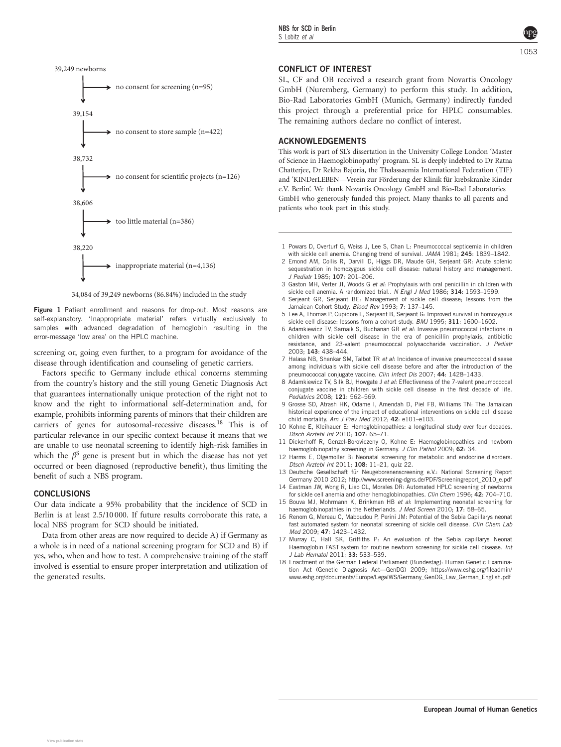39,249 newborns

no consent for screening (n=95)

39,154

no consent to store sample (n=422)

38,732

no consent for scientific projects (n=126)

38,606

too little material (n=386)

38,220

inappropriate material (n=4,136)

34,084 of 39,249 newborns (86.84%) included in the study

**Figure 1** Patient enrollment and reasons for drop-out. Most reasons are self-explanatory. 'Inappropriate material' refers virtually exclusively to samples with advanced degradation of hemoglobin resulting in the error-message 'low area' on the HPLC machine.

screening or, going even further, to a program for avoidance of the disease through identification and counseling of genetic carriers.

Factors specific to Germany include ethical concerns stemming from the country's history and the still young Genetic Diagnosis Act that guarantees internationally unique protection of the right not to know and the right to informational self-determination and, for example, prohibits informing parents of minors that their children are carriers of genes for autosomal-recessive diseases.[18] This is of particular relevance in our specific context because it means that we are unable to use neonatal screening to identify high-risk families in which the $\beta^S$ gene is present but in which the disease has not yet occurred or been diagnosed (reproductive benefit), thus limiting the benefit of such a NBS program.

## CONCLUSIONS

Our data indicate a 95% probability that the incidence of SCD in Berlin is at least 2.5/10 000. If future results corroborate this rate, a local NBS program for SCD should be initiated.

Data from other areas are now required to decide A) if Germany as a whole is in need of a national screening program for SCD and B) if yes, who, when and how to test. A comprehensive training of the staff involved is essential to ensure proper interpretation and utilization of the generated results.

## CONFLICT OF INTEREST

SL, CF and OB received a research grant from Novartis Oncology GmbH (Nuremberg, Germany) to perform this study. In addition, Bio-Rad Laboratories GmbH (Munich, Germany) indirectly funded this project through a preferential price for HPLC consumables. The remaining authors declare no conflict of interest.

## ACKNOWLEDGEMENTS

This work is part of SL's dissertation in the University College London 'Master of Science in Haemoglobinopathy' program. SL is deeply indebted to Dr Ratna Chatterjee, Dr Rekha Bajoria, the Thalassaemia International Federation (TIF) and 'KINDerLEBEN—Verein zur Förderung der Klinik für krebskranke Kinder e.V. Berlin'. We thank Novartis Oncology GmbH and Bio-Rad Laboratories GmbH who generously funded this project. Many thanks to all parents and patients who took part in this study.

1 Powars D, Overturf G, Weiss J, Lee S, Chan L: Pneumococcal septicemia in children with sickle cell anemia. Changing trend of survival. *JAMA* 1981; **245**: 1839–1842.
2 Emond AM, Collis R, Darvill D, Higgs DR, Maude GH, Serjeant GR: Acute splenic sequestration in homozygous sickle cell disease: natural history and management. *J Pediatr* 1985; **107**: 201–206.
3 Gaston MH, Verter JI, Woods G *et al*: Prophylaxis with oral penicillin in children with sickle cell anemia. A randomized trial.. *N Engl J Med* 1986; **314**: 1593–1599.
4 Serjeant GR, Serjeant BE: Management of sickle cell disease; lessons from the Jamaican Cohort Study. *Blood Rev* 1993; **7**: 137–145.
5 Lee A, Thomas P, Cupidore L, Serjeant B, Serjeant G: Improved survival in homozygous sickle cell disease: lessons from a cohort study. *BMJ* 1995; **311**: 1600–1602.
6 Adamkiewicz TV, Sarnaik S, Buchanan GR *et al*: Invasive pneumococcal infections in children with sickle cell disease in the era of penicillin prophylaxis, antibiotic resistance, and 23-valent pneumococcal polysaccharide vaccination. *J Pediatr* 2003; **143**: 438–444.
7 Halasa NB, Shankar SM, Talbot TR *et al*: Incidence of invasive pneumococcal disease among individuals with sickle cell disease before and after the introduction of the pneumococcal conjugate vaccine. *Clin Infect Dis* 2007; **44**: 1428–1433.
8 Adamkiewicz TV, Silk BJ, Howgate J *et al*: Effectiveness of the 7-valent pneumococcal conjugate vaccine in children with sickle cell disease in the first decade of life. *Pediatrics* 2008; **121**: 562–569.
9 Grosse SD, Atrash HK, Odame I, Amendah D, Piel FB, Williams TN: The Jamaican historical experience of the impact of educational interventions on sickle cell disease child mortality. *Am J Prev Med* 2012; **42**: e101–e103.
10 Kohne E, Kleihauer E: Hemoglobinopathies: a longitudinal study over four decades. *Dtsch Arztebl Int* 2010; **107**: 65–71.
11 Dickerhoff R, Genzel-Boroviczeny O, Kohne E: Haemoglobinopathies and newborn haemoglobinopathy screening in Germany. *J Clin Pathol* 2009; **62**: 34.
12 Harms E, Olgemoller B: Neonatal screening for metabolic and endocrine disorders. *Dtsch Arztebl Int* 2011; **108**: 11–21, quiz 22.
13 Deutsche Gesellschaft für Neugeborenenscreening e.V.: National Screening Report Germany 2010 2012; http://www.screening-dgns.de/PDF/Screeningreport_2010_e.pdf
14 Eastman JW, Wong R, Liao CL, Morales DR: Automated HPLC screening of newborns for sickle cell anemia and other hemoglobinopathies. *Clin Chem* 1996; **42**: 704–710.
15 Bouva MJ, Mohrmann K, Brinkman HB *et al*: Implementing neonatal screening for haemoglobinopathies in the Netherlands. *J Med Screen* 2010; **17**: 58–65.
16 Renom G, Mereau C, Maboudou P, Perini JM: Potential of the Sebia Capillarys neonat fast automated system for neonatal screening of sickle cell disease. *Clin Chem Lab Med* 2009; **47**: 1423–1432.
17 Murray C, Hall SK, Griffiths P: An evaluation of the Sebia capillarys Neonat Haemoglobin FAST system for routine newborn screening for sickle cell disease. *Int J Lab Hematol* 2011; **33**: 533–539.
18 Enactment of the German Federal Parliament (Bundestag): Human Genetic Examination Act (Genetic Diagnosis Act—GenDG) 2009; https://www.eshg.org/fileadmin/www.eshg.org/documents/Europe/LegalWS/Germany_GenDG_Law_German_English.pdf